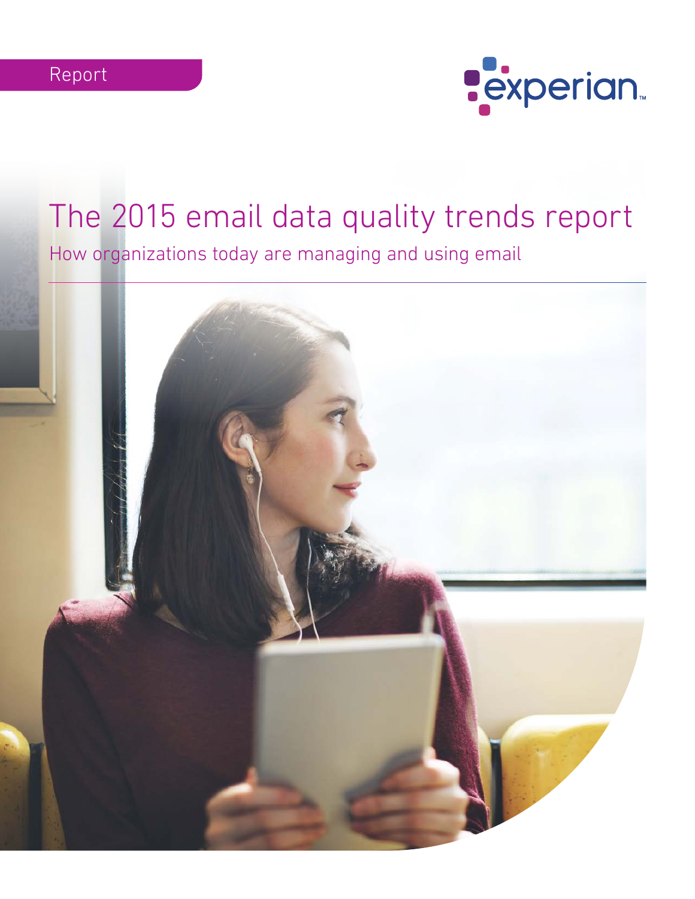Report

experian

# The 2015 email data quality trends report

## How organizations today are managing and using email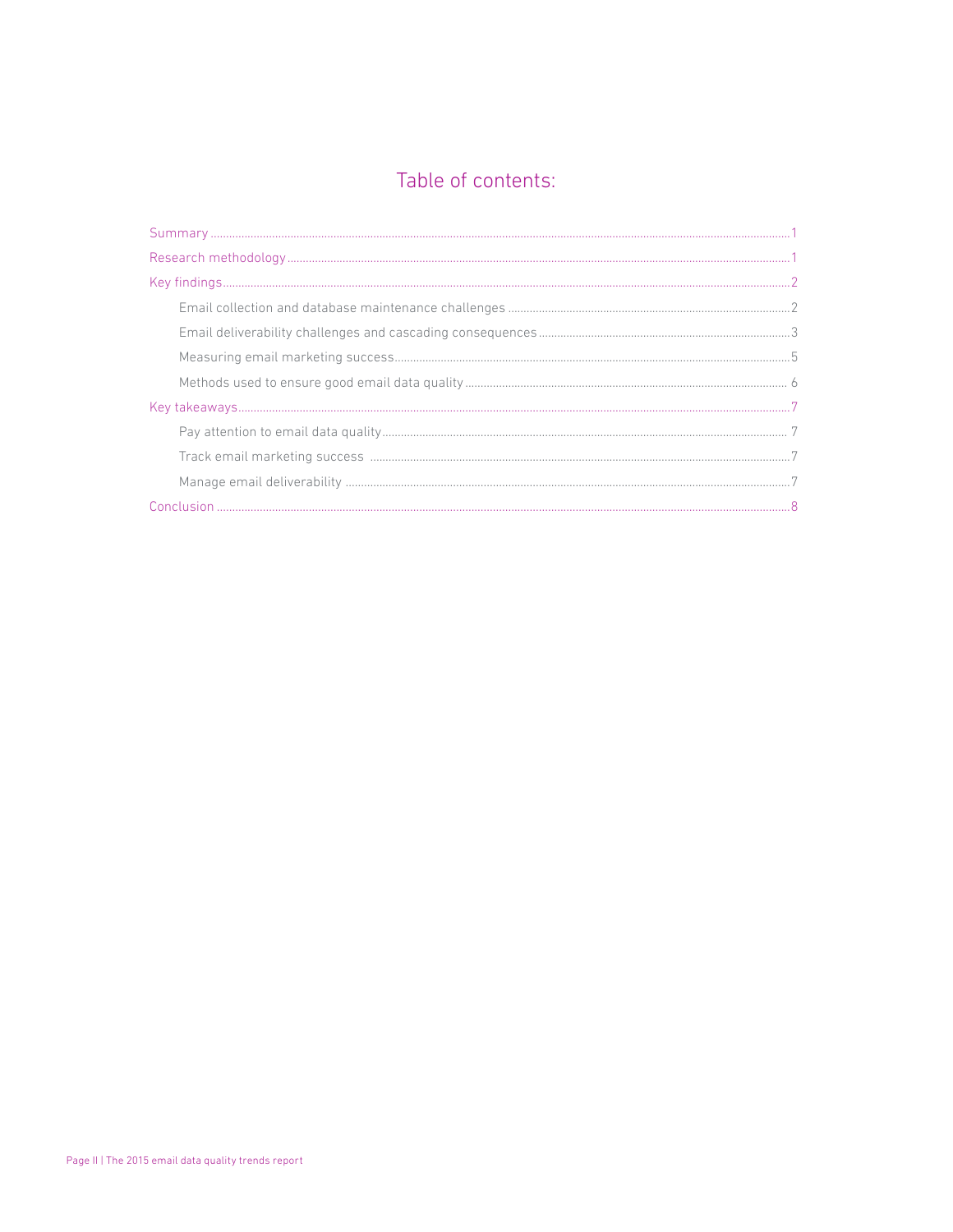# Table of contents:

- Summary ... 1
- Research methodology ... 1
- Key findings ... 2
  - Email collection and database maintenance challenges ... 2
  - Email deliverability challenges and cascading consequences ... 3
  - Measuring email marketing success ... 5
  - Methods used to ensure good email data quality ... 6
- Key takeaways ... 7
  - Pay attention to email data quality ... 7
  - Track email marketing success ... 7
  - Manage email deliverability ... 7
- Conclusion ... 8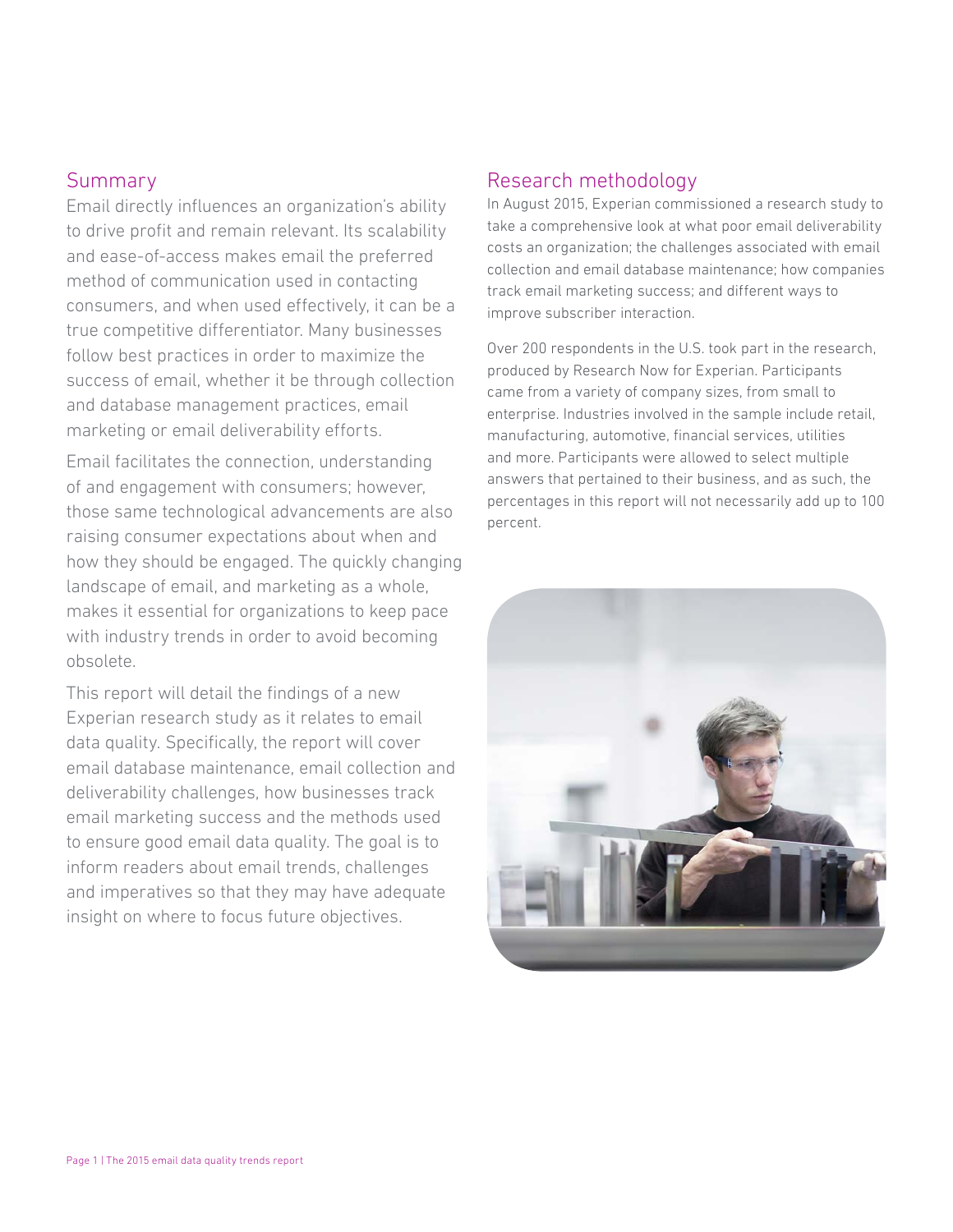## Summary

Email directly influences an organization's ability to drive profit and remain relevant. Its scalability and ease-of-access makes email the preferred method of communication used in contacting consumers, and when used effectively, it can be a true competitive differentiator. Many businesses follow best practices in order to maximize the success of email, whether it be through collection and database management practices, email marketing or email deliverability efforts.

Email facilitates the connection, understanding of and engagement with consumers; however, those same technological advancements are also raising consumer expectations about when and how they should be engaged. The quickly changing landscape of email, and marketing as a whole, makes it essential for organizations to keep pace with industry trends in order to avoid becoming obsolete.

This report will detail the findings of a new Experian research study as it relates to email data quality. Specifically, the report will cover email database maintenance, email collection and deliverability challenges, how businesses track email marketing success and the methods used to ensure good email data quality. The goal is to inform readers about email trends, challenges and imperatives so that they may have adequate insight on where to focus future objectives.

## Research methodology

In August 2015, Experian commissioned a research study to take a comprehensive look at what poor email deliverability costs an organization; the challenges associated with email collection and email database maintenance; how companies track email marketing success; and different ways to improve subscriber interaction.

Over 200 respondents in the U.S. took part in the research, produced by Research Now for Experian. Participants came from a variety of company sizes, from small to enterprise. Industries involved in the sample include retail, manufacturing, automotive, financial services, utilities and more. Participants were allowed to select multiple answers that pertained to their business, and as such, the percentages in this report will not necessarily add up to 100 percent.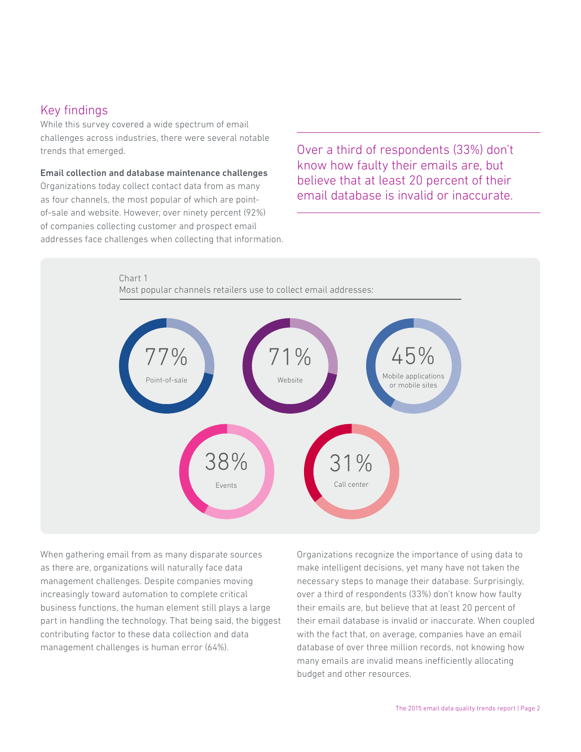## Key findings

While this survey covered a wide spectrum of email challenges across industries, there were several notable trends that emerged.

**Email collection and database maintenance challenges**

Organizations today collect contact data from as many as four channels, the most popular of which are point-of-sale and website. However, over ninety percent (92%) of companies collecting customer and prospect email addresses face challenges when collecting that information.

> Over a third of respondents (33%) don't know how faulty their emails are, but believe that at least 20 percent of their email database is invalid or inaccurate.

Chart 1
Most popular channels retailers use to collect email addresses:

| Channel | Percentage |
| --- | --- |
| Point-of-sale | 77% |
| Website | 71% |
| Mobile applications or mobile sites | 45% |
| Events | 38% |
| Call center | 31% |

When gathering email from as many disparate sources as there are, organizations will naturally face data management challenges. Despite companies moving increasingly toward automation to complete critical business functions, the human element still plays a large part in handling the technology. That being said, the biggest contributing factor to these data collection and data management challenges is human error (64%).

Organizations recognize the importance of using data to make intelligent decisions, yet many have not taken the necessary steps to manage their database. Surprisingly, over a third of respondents (33%) don't know how faulty their emails are, but believe that at least 20 percent of their email database is invalid or inaccurate. When coupled with the fact that, on average, companies have an email database of over three million records, not knowing how many emails are invalid means inefficiently allocating budget and other resources.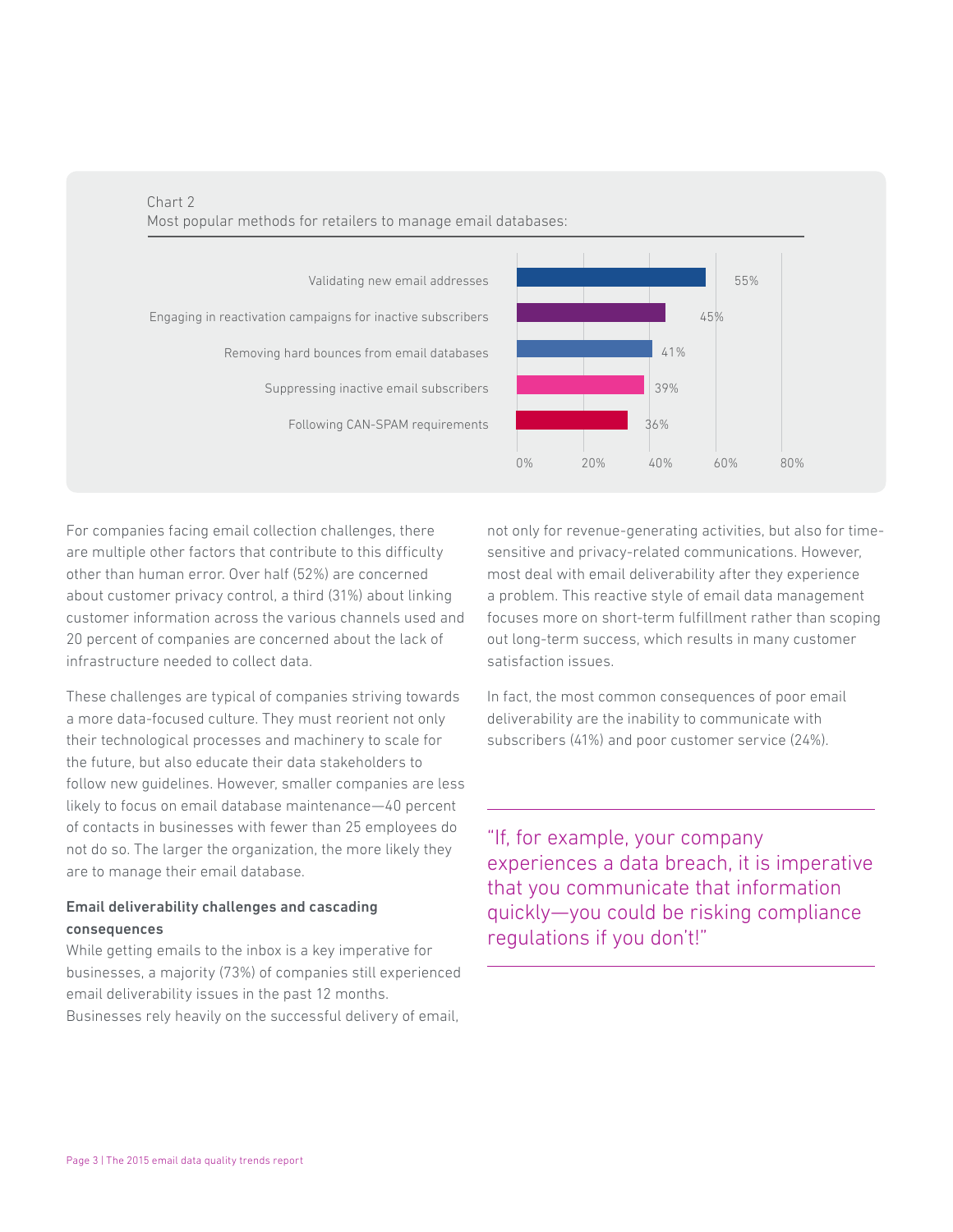Chart 2
Most popular methods for retailers to manage email databases:

| Method | Percentage |
| --- | --- |
| Validating new email addresses | 55% |
| Engaging in reactivation campaigns for inactive subscribers | 45% |
| Removing hard bounces from email databases | 41% |
| Suppressing inactive email subscribers | 39% |
| Following CAN-SPAM requirements | 36% |

For companies facing email collection challenges, there are multiple other factors that contribute to this difficulty other than human error. Over half (52%) are concerned about customer privacy control, a third (31%) about linking customer information across the various channels used and 20 percent of companies are concerned about the lack of infrastructure needed to collect data.

These challenges are typical of companies striving towards a more data-focused culture. They must reorient not only their technological processes and machinery to scale for the future, but also educate their data stakeholders to follow new guidelines. However, smaller companies are less likely to focus on email database maintenance—40 percent of contacts in businesses with fewer than 25 employees do not do so. The larger the organization, the more likely they are to manage their email database.

**Email deliverability challenges and cascading consequences**

While getting emails to the inbox is a key imperative for businesses, a majority (73%) of companies still experienced email deliverability issues in the past 12 months. Businesses rely heavily on the successful delivery of email, not only for revenue-generating activities, but also for time-sensitive and privacy-related communications. However, most deal with email deliverability after they experience a problem. This reactive style of email data management focuses more on short-term fulfillment rather than scoping out long-term success, which results in many customer satisfaction issues.

In fact, the most common consequences of poor email deliverability are the inability to communicate with subscribers (41%) and poor customer service (24%).

> "If, for example, your company experiences a data breach, it is imperative that you communicate that information quickly—you could be risking compliance regulations if you don't!"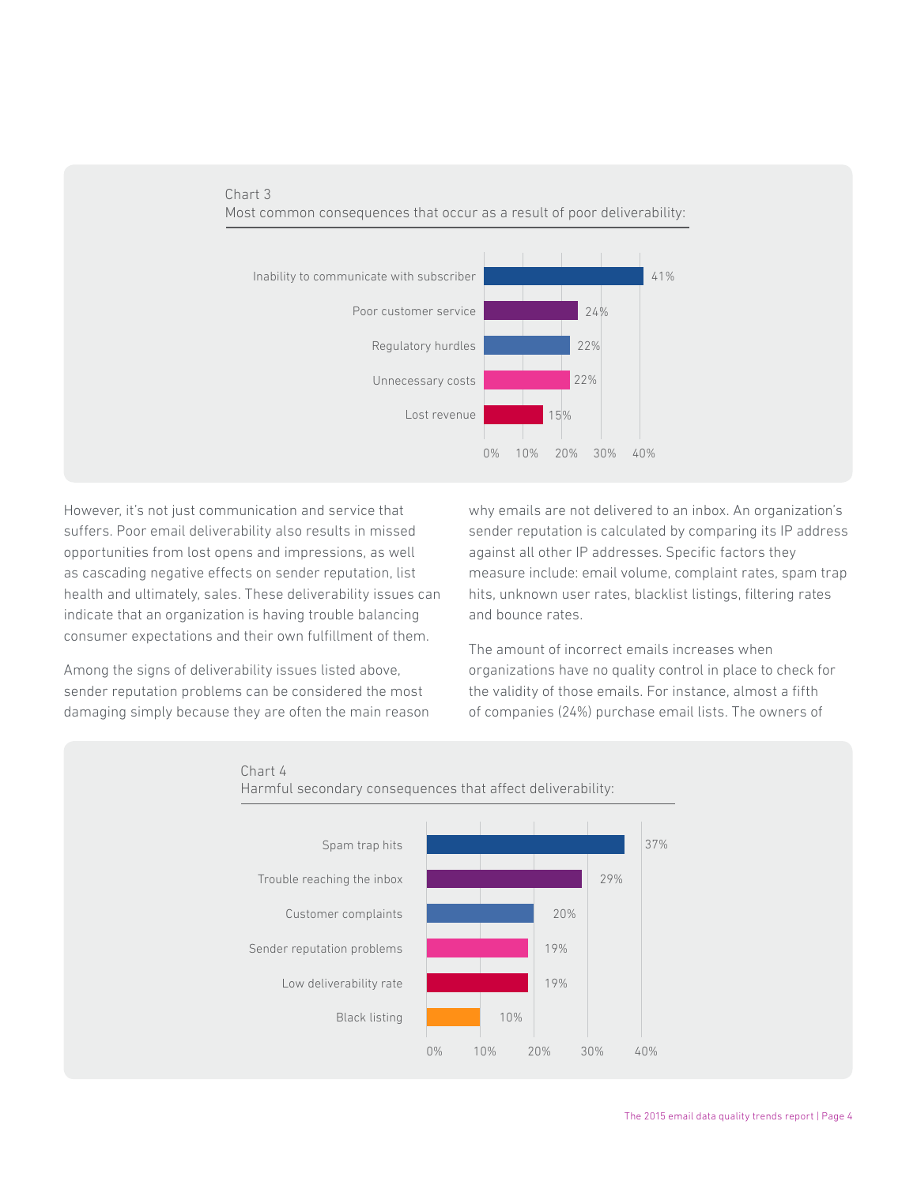Chart 3
Most common consequences that occur as a result of poor deliverability:

| Consequence | Percentage |
|---|---|
| Inability to communicate with subscriber | 41% |
| Poor customer service | 24% |
| Regulatory hurdles | 22% |
| Unnecessary costs | 22% |
| Lost revenue | 15% |

However, it's not just communication and service that suffers. Poor email deliverability also results in missed opportunities from lost opens and impressions, as well as cascading negative effects on sender reputation, list health and ultimately, sales. These deliverability issues can indicate that an organization is having trouble balancing consumer expectations and their own fulfillment of them.

Among the signs of deliverability issues listed above, sender reputation problems can be considered the most damaging simply because they are often the main reason why emails are not delivered to an inbox. An organization's sender reputation is calculated by comparing its IP address against all other IP addresses. Specific factors they measure include: email volume, complaint rates, spam trap hits, unknown user rates, blacklist listings, filtering rates and bounce rates.

The amount of incorrect emails increases when organizations have no quality control in place to check for the validity of those emails. For instance, almost a fifth of companies (24%) purchase email lists. The owners of

Chart 4
Harmful secondary consequences that affect deliverability:

| Consequence | Percentage |
|---|---|
| Spam trap hits | 37% |
| Trouble reaching the inbox | 29% |
| Customer complaints | 20% |
| Sender reputation problems | 19% |
| Low deliverability rate | 19% |
| Black listing | 10% |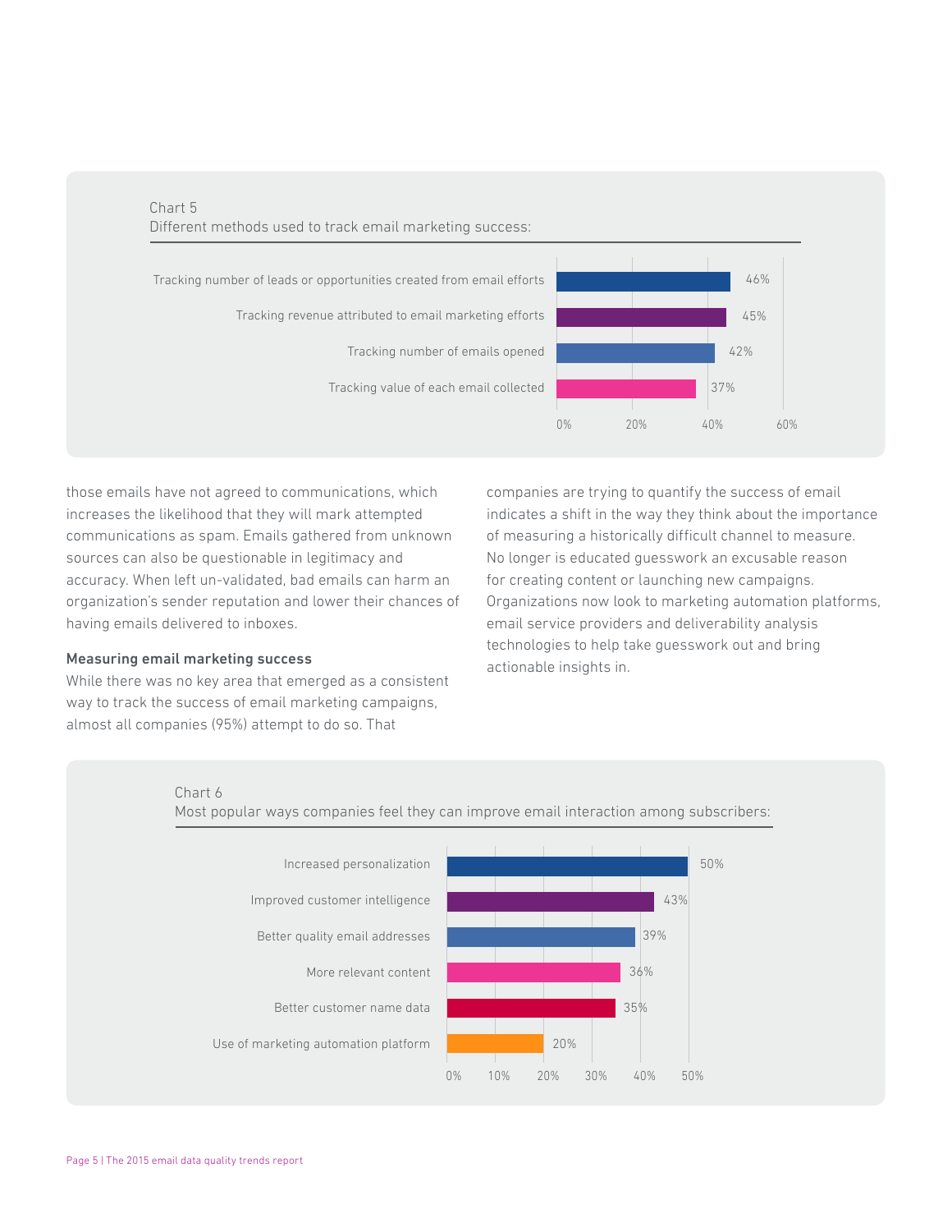Chart 5
Different methods used to track email marketing success:

| Method | Percentage |
| --- | --- |
| Tracking number of leads or opportunities created from email efforts | 46% |
| Tracking revenue attributed to email marketing efforts | 45% |
| Tracking number of emails opened | 42% |
| Tracking value of each email collected | 37% |

those emails have not agreed to communications, which increases the likelihood that they will mark attempted communications as spam. Emails gathered from unknown sources can also be questionable in legitimacy and accuracy. When left un-validated, bad emails can harm an organization's sender reputation and lower their chances of having emails delivered to inboxes.

### Measuring email marketing success

While there was no key area that emerged as a consistent way to track the success of email marketing campaigns, almost all companies (95%) attempt to do so. That companies are trying to quantify the success of email indicates a shift in the way they think about the importance of measuring a historically difficult channel to measure. No longer is educated guesswork an excusable reason for creating content or launching new campaigns. Organizations now look to marketing automation platforms, email service providers and deliverability analysis technologies to help take guesswork out and bring actionable insights in.

Chart 6
Most popular ways companies feel they can improve email interaction among subscribers:

| Method | Percentage |
| --- | --- |
| Increased personalization | 50% |
| Improved customer intelligence | 43% |
| Better quality email addresses | 39% |
| More relevant content | 36% |
| Better customer name data | 35% |
| Use of marketing automation platform | 20% |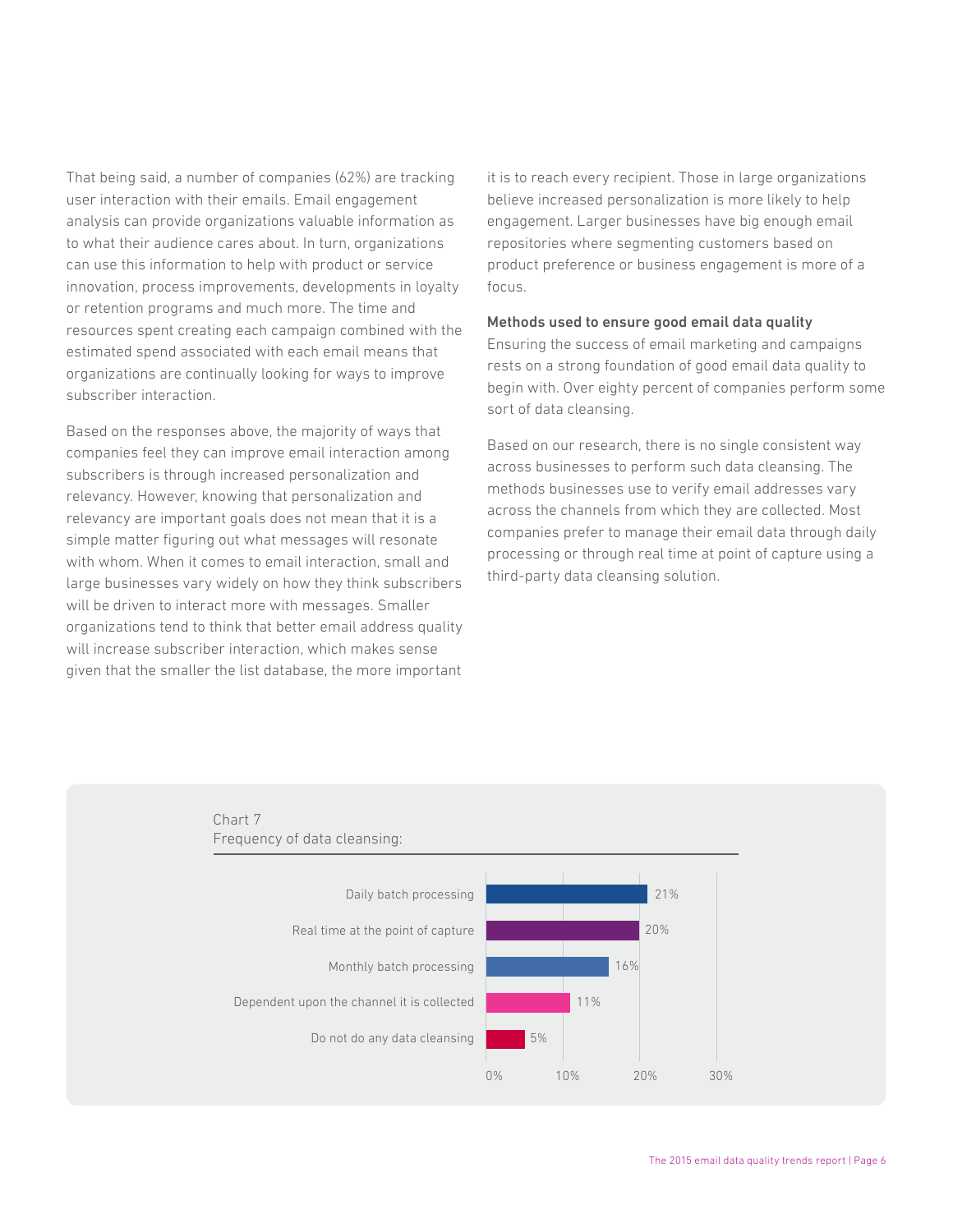That being said, a number of companies (62%) are tracking user interaction with their emails. Email engagement analysis can provide organizations valuable information as to what their audience cares about. In turn, organizations can use this information to help with product or service innovation, process improvements, developments in loyalty or retention programs and much more. The time and resources spent creating each campaign combined with the estimated spend associated with each email means that organizations are continually looking for ways to improve subscriber interaction.

Based on the responses above, the majority of ways that companies feel they can improve email interaction among subscribers is through increased personalization and relevancy. However, knowing that personalization and relevancy are important goals does not mean that it is a simple matter figuring out what messages will resonate with whom. When it comes to email interaction, small and large businesses vary widely on how they think subscribers will be driven to interact more with messages. Smaller organizations tend to think that better email address quality will increase subscriber interaction, which makes sense given that the smaller the list database, the more important it is to reach every recipient. Those in large organizations believe increased personalization is more likely to help engagement. Larger businesses have big enough email repositories where segmenting customers based on product preference or business engagement is more of a focus.

### Methods used to ensure good email data quality

Ensuring the success of email marketing and campaigns rests on a strong foundation of good email data quality to begin with. Over eighty percent of companies perform some sort of data cleansing.

Based on our research, there is no single consistent way across businesses to perform such data cleansing. The methods businesses use to verify email addresses vary across the channels from which they are collected. Most companies prefer to manage their email data through daily processing or through real time at point of capture using a third-party data cleansing solution.

Chart 7
Frequency of data cleansing:

| Method | Percentage |
| --- | --- |
| Daily batch processing | 21% |
| Real time at the point of capture | 20% |
| Monthly batch processing | 16% |
| Dependent upon the channel it is collected | 11% |
| Do not do any data cleansing | 5% |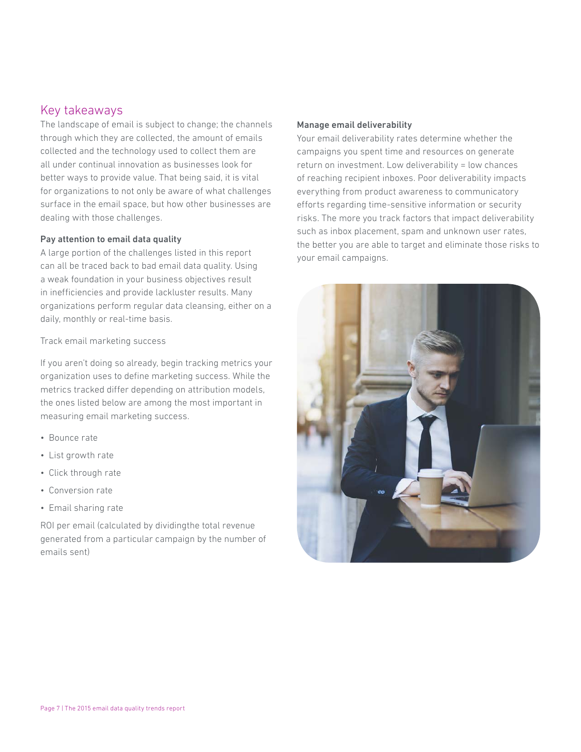## Key takeaways

The landscape of email is subject to change; the channels through which they are collected, the amount of emails collected and the technology used to collect them are all under continual innovation as businesses look for better ways to provide value. That being said, it is vital for organizations to not only be aware of what challenges surface in the email space, but how other businesses are dealing with those challenges.

**Pay attention to email data quality**

A large portion of the challenges listed in this report can all be traced back to bad email data quality. Using a weak foundation in your business objectives result in inefficiencies and provide lackluster results. Many organizations perform regular data cleansing, either on a daily, monthly or real-time basis.

Track email marketing success

If you aren't doing so already, begin tracking metrics your organization uses to define marketing success. While the metrics tracked differ depending on attribution models, the ones listed below are among the most important in measuring email marketing success.

- Bounce rate
- List growth rate
- Click through rate
- Conversion rate
- Email sharing rate

ROI per email (calculated by dividingthe total revenue generated from a particular campaign by the number of emails sent)

**Manage email deliverability**

Your email deliverability rates determine whether the campaigns you spent time and resources on generate return on investment. Low deliverability = low chances of reaching recipient inboxes. Poor deliverability impacts everything from product awareness to communicatory efforts regarding time-sensitive information or security risks. The more you track factors that impact deliverability such as inbox placement, spam and unknown user rates, the better you are able to target and eliminate those risks to your email campaigns.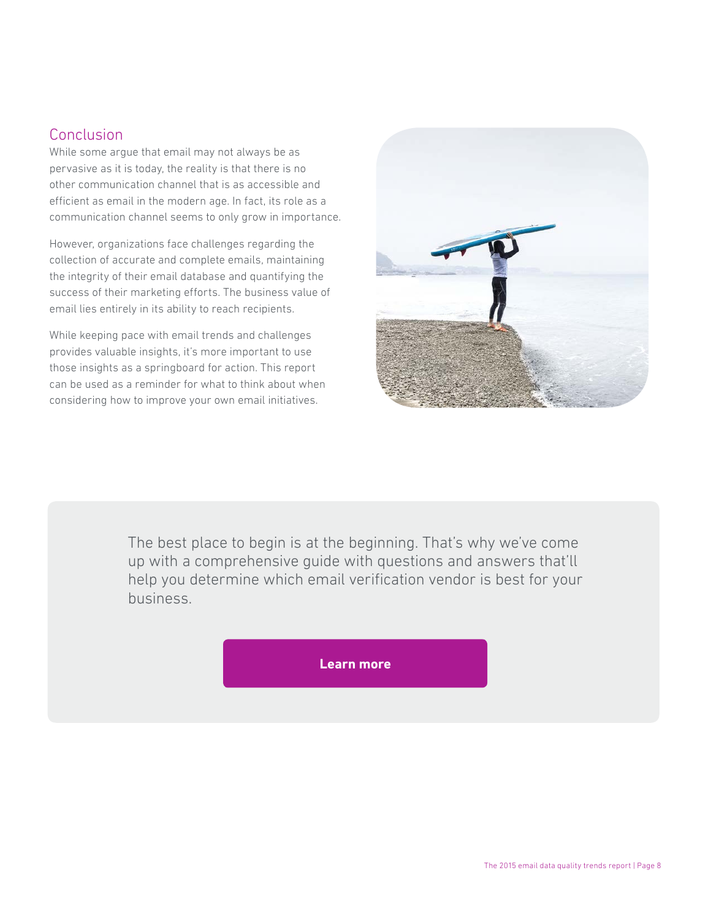## Conclusion

While some argue that email may not always be as pervasive as it is today, the reality is that there is no other communication channel that is as accessible and efficient as email in the modern age. In fact, its role as a communication channel seems to only grow in importance.

However, organizations face challenges regarding the collection of accurate and complete emails, maintaining the integrity of their email database and quantifying the success of their marketing efforts. The business value of email lies entirely in its ability to reach recipients.

While keeping pace with email trends and challenges provides valuable insights, it's more important to use those insights as a springboard for action. This report can be used as a reminder for what to think about when considering how to improve your own email initiatives.

The best place to begin is at the beginning. That's why we've come up with a comprehensive guide with questions and answers that'll help you determine which email verification vendor is best for your business.

**Learn more**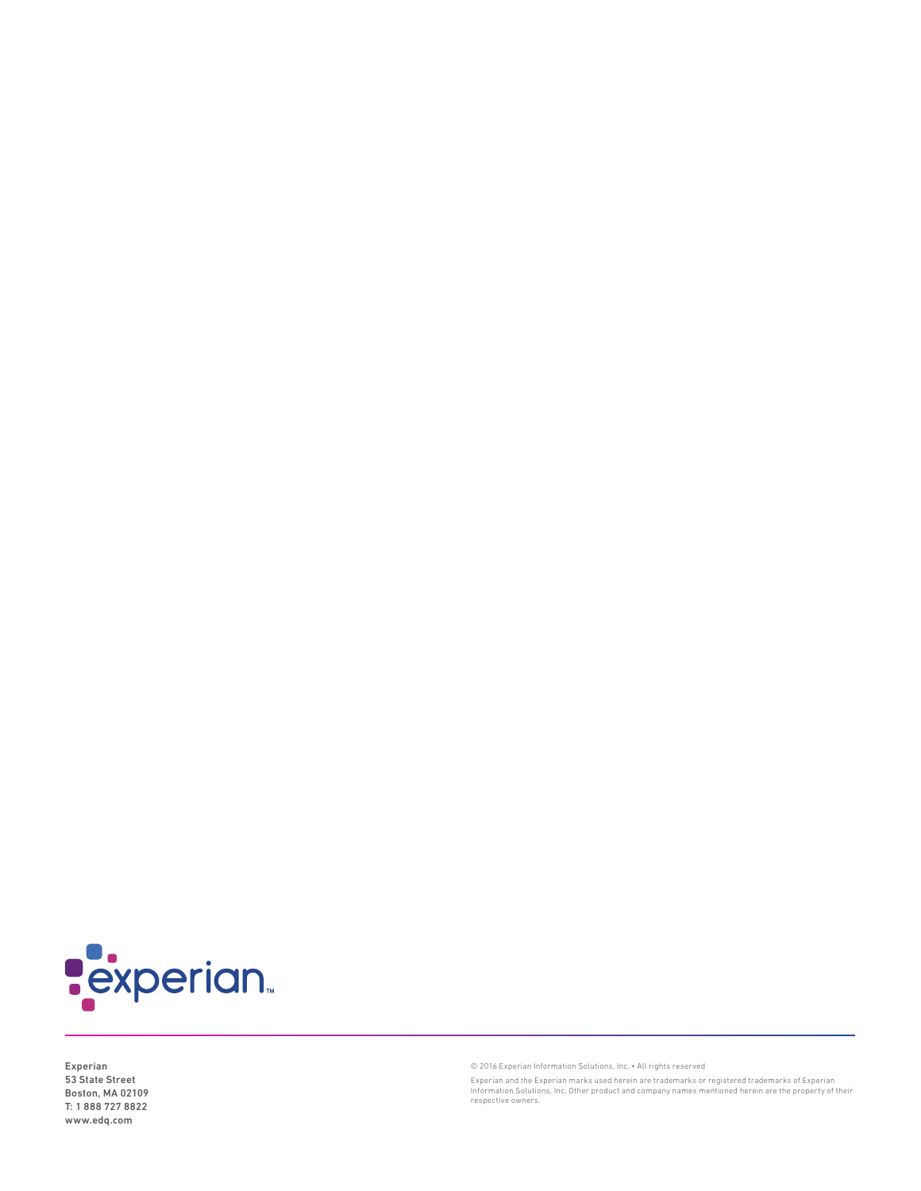Experian
53 State Street
Boston, MA 02109
T: 1 888 727 8822
www.edq.com

© 2016 Experian Information Solutions, Inc. • All rights reserved

Experian and the Experian marks used herein are trademarks or registered trademarks of Experian Information Solutions, Inc. Other product and company names mentioned herein are the property of their respective owners.